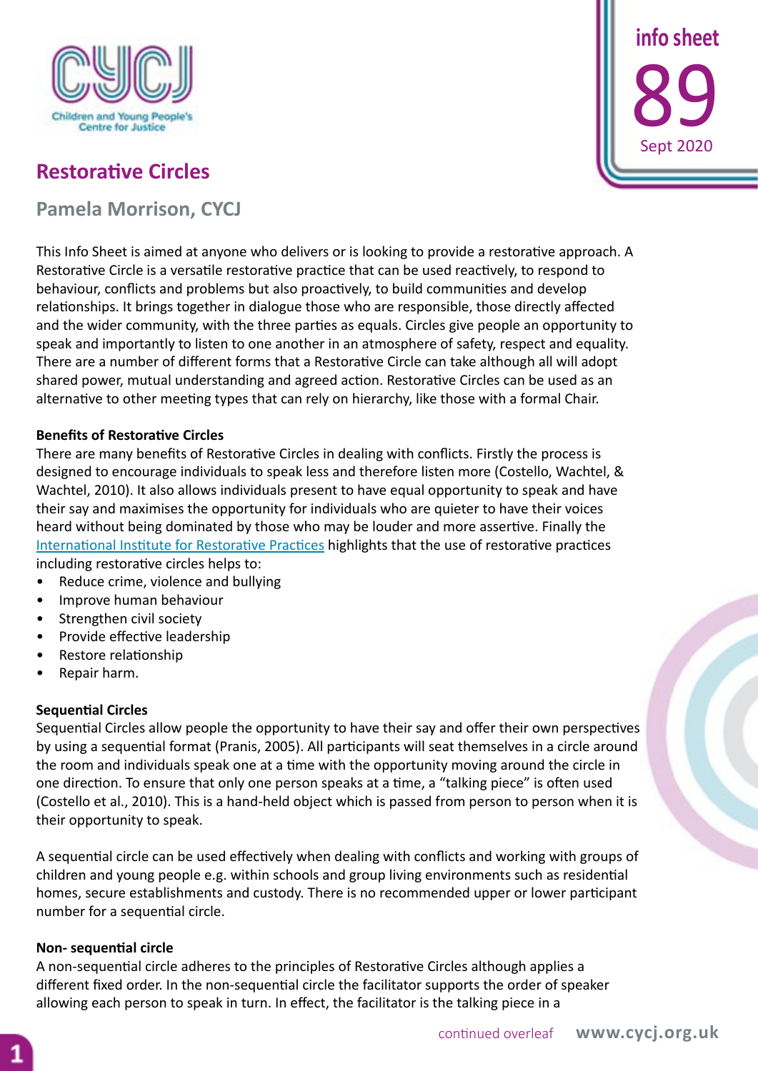info sheet 89
Sept 2020

# Restorative Circles

## Pamela Morrison, CYCJ

This Info Sheet is aimed at anyone who delivers or is looking to provide a restorative approach. A Restorative Circle is a versatile restorative practice that can be used reactively, to respond to behaviour, conflicts and problems but also proactively, to build communities and develop relationships. It brings together in dialogue those who are responsible, those directly affected and the wider community, with the three parties as equals. Circles give people an opportunity to speak and importantly to listen to one another in an atmosphere of safety, respect and equality. There are a number of different forms that a Restorative Circle can take although all will adopt shared power, mutual understanding and agreed action. Restorative Circles can be used as an alternative to other meeting types that can rely on hierarchy, like those with a formal Chair.

### Benefits of Restorative Circles

There are many benefits of Restorative Circles in dealing with conflicts. Firstly the process is designed to encourage individuals to speak less and therefore listen more (Costello, Wachtel, & Wachtel, 2010). It also allows individuals present to have equal opportunity to speak and have their say and maximises the opportunity for individuals who are quieter to have their voices heard without being dominated by those who may be louder and more assertive. Finally the International Institute for Restorative Practices highlights that the use of restorative practices including restorative circles helps to:

- Reduce crime, violence and bullying
- Improve human behaviour
- Strengthen civil society
- Provide effective leadership
- Restore relationship
- Repair harm.

### Sequential Circles

Sequential Circles allow people the opportunity to have their say and offer their own perspectives by using a sequential format (Pranis, 2005). All participants will seat themselves in a circle around the room and individuals speak one at a time with the opportunity moving around the circle in one direction. To ensure that only one person speaks at a time, a "talking piece" is often used (Costello et al., 2010). This is a hand-held object which is passed from person to person when it is their opportunity to speak.

A sequential circle can be used effectively when dealing with conflicts and working with groups of children and young people e.g. within schools and group living environments such as residential homes, secure establishments and custody. There is no recommended upper or lower participant number for a sequential circle.

### Non- sequential circle

A non-sequential circle adheres to the principles of Restorative Circles although applies a different fixed order. In the non-sequential circle the facilitator supports the order of speaker allowing each person to speak in turn. In effect, the facilitator is the talking piece in a

continued overleaf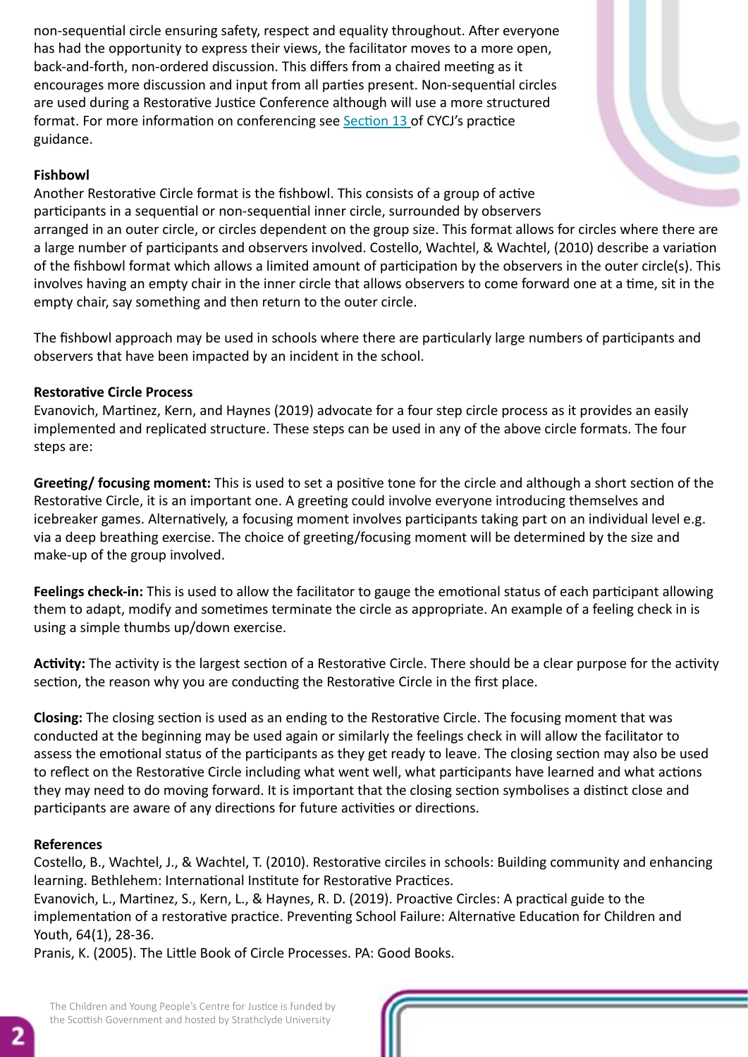non-sequential circle ensuring safety, respect and equality throughout. After everyone has had the opportunity to express their views, the facilitator moves to a more open, back-and-forth, non-ordered discussion. This differs from a chaired meeting as it encourages more discussion and input from all parties present. Non-sequential circles are used during a Restorative Justice Conference although will use a more structured format. For more information on conferencing see [Section 13](#) of CYCJ's practice guidance.

**Fishbowl**

Another Restorative Circle format is the fishbowl. This consists of a group of active participants in a sequential or non-sequential inner circle, surrounded by observers arranged in an outer circle, or circles dependent on the group size. This format allows for circles where there are a large number of participants and observers involved. Costello, Wachtel, & Wachtel, (2010) describe a variation of the fishbowl format which allows a limited amount of participation by the observers in the outer circle(s). This involves having an empty chair in the inner circle that allows observers to come forward one at a time, sit in the empty chair, say something and then return to the outer circle.

The fishbowl approach may be used in schools where there are particularly large numbers of participants and observers that have been impacted by an incident in the school.

**Restorative Circle Process**

Evanovich, Martinez, Kern, and Haynes (2019) advocate for a four step circle process as it provides an easily implemented and replicated structure. These steps can be used in any of the above circle formats. The four steps are:

**Greeting/ focusing moment:** This is used to set a positive tone for the circle and although a short section of the Restorative Circle, it is an important one. A greeting could involve everyone introducing themselves and icebreaker games. Alternatively, a focusing moment involves participants taking part on an individual level e.g. via a deep breathing exercise. The choice of greeting/focusing moment will be determined by the size and make-up of the group involved.

**Feelings check-in:** This is used to allow the facilitator to gauge the emotional status of each participant allowing them to adapt, modify and sometimes terminate the circle as appropriate. An example of a feeling check in is using a simple thumbs up/down exercise.

**Activity:** The activity is the largest section of a Restorative Circle. There should be a clear purpose for the activity section, the reason why you are conducting the Restorative Circle in the first place.

**Closing:** The closing section is used as an ending to the Restorative Circle. The focusing moment that was conducted at the beginning may be used again or similarly the feelings check in will allow the facilitator to assess the emotional status of the participants as they get ready to leave. The closing section may also be used to reflect on the Restorative Circle including what went well, what participants have learned and what actions they may need to do moving forward. It is important that the closing section symbolises a distinct close and participants are aware of any directions for future activities or directions.

**References**

Costello, B., Wachtel, J., & Wachtel, T. (2010). Restorative circiles in schools: Building community and enhancing learning. Bethlehem: International Institute for Restorative Practices.

Evanovich, L., Martinez, S., Kern, L., & Haynes, R. D. (2019). Proactive Circles: A practical guide to the implementation of a restorative practice. Preventing School Failure: Alternative Education for Children and Youth, 64(1), 28-36.

Pranis, K. (2005). The Little Book of Circle Processes. PA: Good Books.

The Children and Young People's Centre for Justice is funded by the Scottish Government and hosted by Strathclyde University